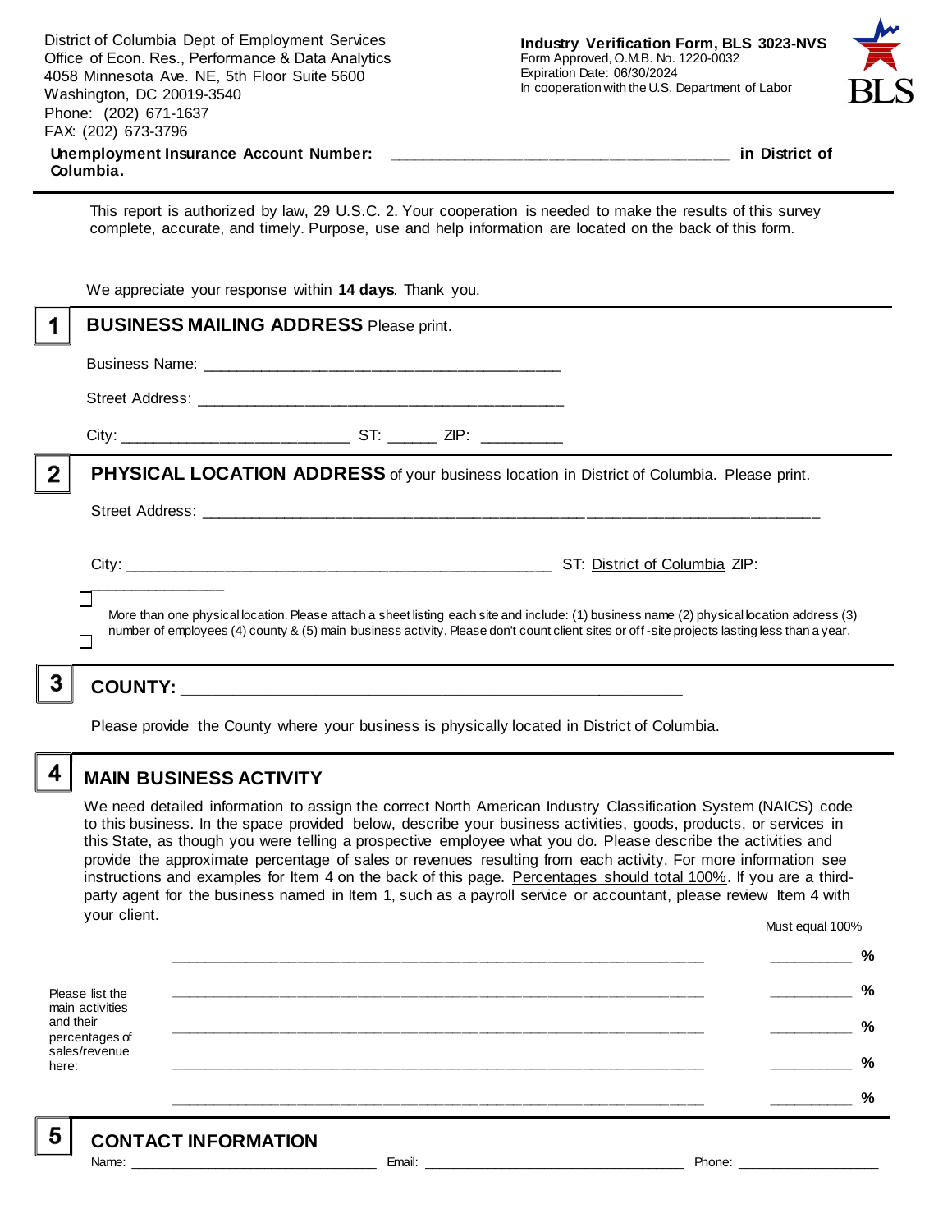District of Columbia Dept of Employment Services
Office of Econ. Res., Performance & Data Analytics
4058 Minnesota Ave. NE, 5th Floor Suite 5600
Washington, DC 20019-3540
Phone: (202) 671-1637
FAX: (202) 673-3796

**Industry Verification Form, BLS 3023-NVS**
Form Approved, O.M.B. No. 1220-0032
Expiration Date: 06/30/2024
In cooperation with the U.S. Department of Labor

BLS

**Unemployment Insurance Account Number:** ______________________________________ **in District of Columbia.**

This report is authorized by law, 29 U.S.C. 2. Your cooperation is needed to make the results of this survey complete, accurate, and timely. Purpose, use and help information are located on the back of this form.

We appreciate your response within **14 days**. Thank you.

## 1 BUSINESS MAILING ADDRESS Please print.

Business Name: ________________________________________

Street Address: ________________________________________

City: _________________________ ST: ______ ZIP: _________

## 2 PHYSICAL LOCATION ADDRESS of your business location in District of Columbia. Please print.

Street Address: ______________________________________________________________________

City: ______________________________________________ ST: District of Columbia ZIP: _______________

☐ More than one physical location. Please attach a sheet listing each site and include: (1) business name (2) physical location address (3) number of employees (4) county & (5) main business activity. Please don't count client sites or off-site projects lasting less than a year.

☐

## 3 COUNTY: ________________________________________________________

Please provide the County where your business is physically located in District of Columbia.

## 4 MAIN BUSINESS ACTIVITY

We need detailed information to assign the correct North American Industry Classification System (NAICS) code to this business. In the space provided below, describe your business activities, goods, products, or services in this State, as though you were telling a prospective employee what you do. Please describe the activities and provide the approximate percentage of sales or revenues resulting from each activity. For more information see instructions and examples for Item 4 on the back of this page. Percentages should total 100%. If you are a third-party agent for the business named in Item 1, such as a payroll service or accountant, please review Item 4 with your client.

Must equal 100%

| | | |
|---|---|---|
| Please list the main activities and their percentages of sales/revenue here: | ____________________________________________ | __________ % |
| | ____________________________________________ | __________ % |
| | ____________________________________________ | __________ % |
| | ____________________________________________ | __________ % |
| | ____________________________________________ | __________ % |

## 5 CONTACT INFORMATION

Name: ______________________________ Email: __________________________________ Phone: ___________________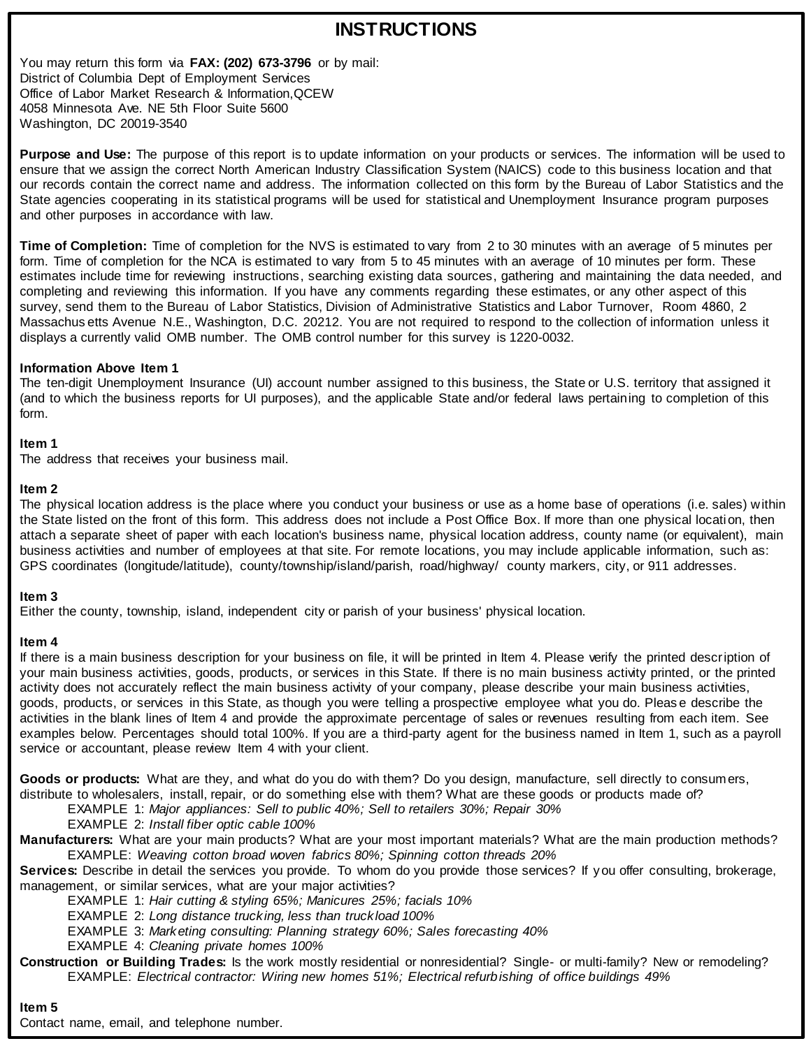# INSTRUCTIONS

You may return this form via **FAX: (202) 673-3796** or by mail:
District of Columbia Dept of Employment Services
Office of Labor Market Research & Information,QCEW
4058 Minnesota Ave. NE 5th Floor Suite 5600
Washington, DC 20019-3540

**Purpose and Use:** The purpose of this report is to update information on your products or services. The information will be used to ensure that we assign the correct North American Industry Classification System (NAICS) code to this business location and that our records contain the correct name and address. The information collected on this form by the Bureau of Labor Statistics and the State agencies cooperating in its statistical programs will be used for statistical and Unemployment Insurance program purposes and other purposes in accordance with law.

**Time of Completion:** Time of completion for the NVS is estimated to vary from 2 to 30 minutes with an average of 5 minutes per form. Time of completion for the NCA is estimated to vary from 5 to 45 minutes with an average of 10 minutes per form. These estimates include time for reviewing instructions, searching existing data sources, gathering and maintaining the data needed, and completing and reviewing this information. If you have any comments regarding these estimates, or any other aspect of this survey, send them to the Bureau of Labor Statistics, Division of Administrative Statistics and Labor Turnover, Room 4860, 2 Massachusetts Avenue N.E., Washington, D.C. 20212. You are not required to respond to the collection of information unless it displays a currently valid OMB number. The OMB control number for this survey is 1220-0032.

**Information Above Item 1**
The ten-digit Unemployment Insurance (UI) account number assigned to this business, the State or U.S. territory that assigned it (and to which the business reports for UI purposes), and the applicable State and/or federal laws pertaining to completion of this form.

**Item 1**
The address that receives your business mail.

**Item 2**
The physical location address is the place where you conduct your business or use as a home base of operations (i.e. sales) within the State listed on the front of this form. This address does not include a Post Office Box. If more than one physical location, then attach a separate sheet of paper with each location's business name, physical location address, county name (or equivalent), main business activities and number of employees at that site. For remote locations, you may include applicable information, such as: GPS coordinates (longitude/latitude), county/township/island/parish, road/highway/ county markers, city, or 911 addresses.

**Item 3**
Either the county, township, island, independent city or parish of your business' physical location.

**Item 4**
If there is a main business description for your business on file, it will be printed in Item 4. Please verify the printed description of your main business activities, goods, products, or services in this State. If there is no main business activity printed, or the printed activity does not accurately reflect the main business activity of your company, please describe your main business activities, goods, products, or services in this State, as though you were telling a prospective employee what you do. Please describe the activities in the blank lines of Item 4 and provide the approximate percentage of sales or revenues resulting from each item. See examples below. Percentages should total 100%. If you are a third-party agent for the business named in Item 1, such as a payroll service or accountant, please review Item 4 with your client.

**Goods or products:** What are they, and what do you do with them? Do you design, manufacture, sell directly to consumers, distribute to wholesalers, install, repair, or do something else with them? What are these goods or products made of?
EXAMPLE 1: *Major appliances: Sell to public 40%; Sell to retailers 30%; Repair 30%*
EXAMPLE 2: *Install fiber optic cable 100%*

**Manufacturers:** What are your main products? What are your most important materials? What are the main production methods?
EXAMPLE: *Weaving cotton broad woven fabrics 80%; Spinning cotton threads 20%*

**Services:** Describe in detail the services you provide. To whom do you provide those services? If you offer consulting, brokerage, management, or similar services, what are your major activities?
EXAMPLE 1: *Hair cutting & styling 65%; Manicures 25%; facials 10%*
EXAMPLE 2: *Long distance trucking, less than truckload 100%*
EXAMPLE 3: *Marketing consulting: Planning strategy 60%; Sales forecasting 40%*
EXAMPLE 4: *Cleaning private homes 100%*

**Construction or Building Trades:** Is the work mostly residential or nonresidential? Single- or multi-family? New or remodeling?
EXAMPLE: *Electrical contractor: Wiring new homes 51%; Electrical refurbishing of office buildings 49%*

**Item 5**
Contact name, email, and telephone number.